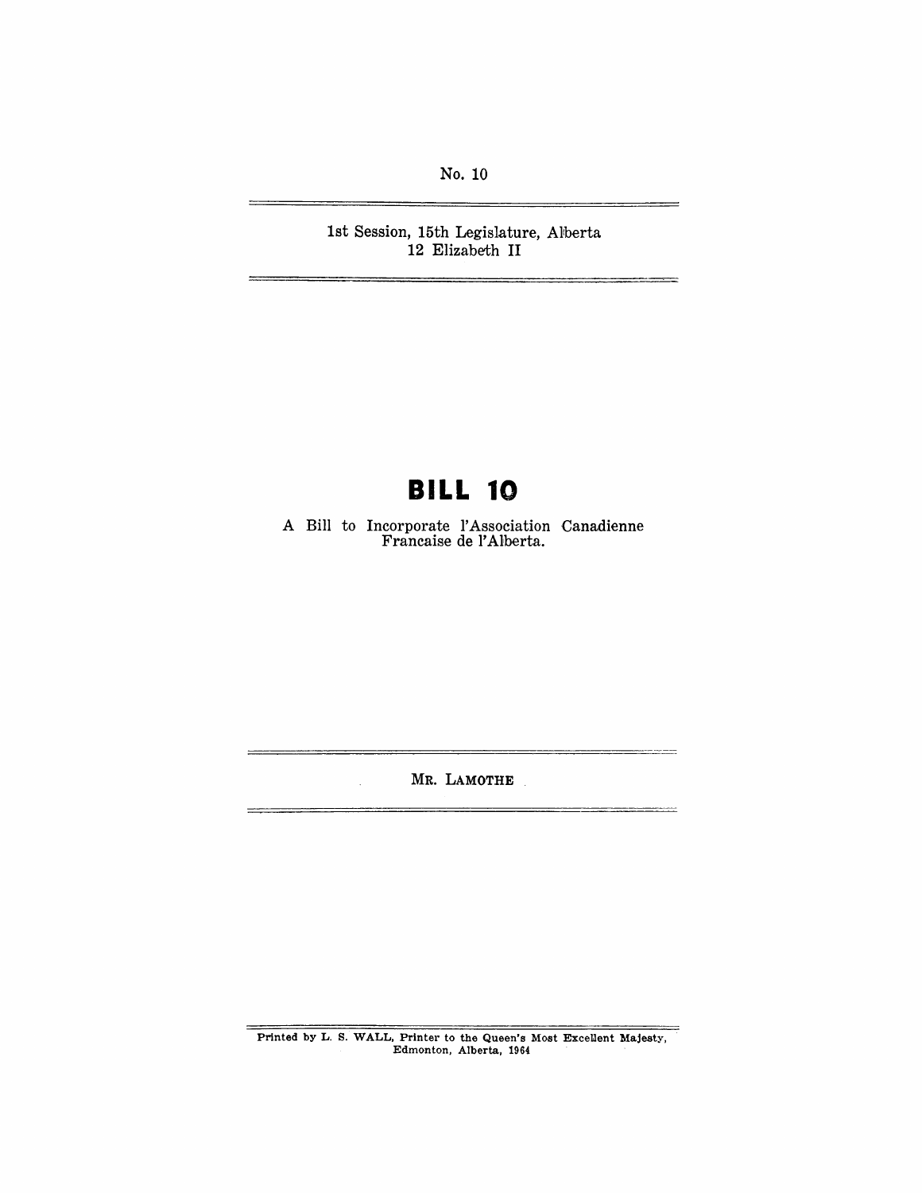No. 10

1st Session, 15th Legislature, Alberta
12 Elizabeth II

# BILL 10

A Bill to Incorporate l'Association Canadienne Francaise de l'Alberta.

MR. LAMOTHE

Printed by L. S. WALL, Printer to the Queen's Most Excellent Majesty, Edmonton, Alberta, 1964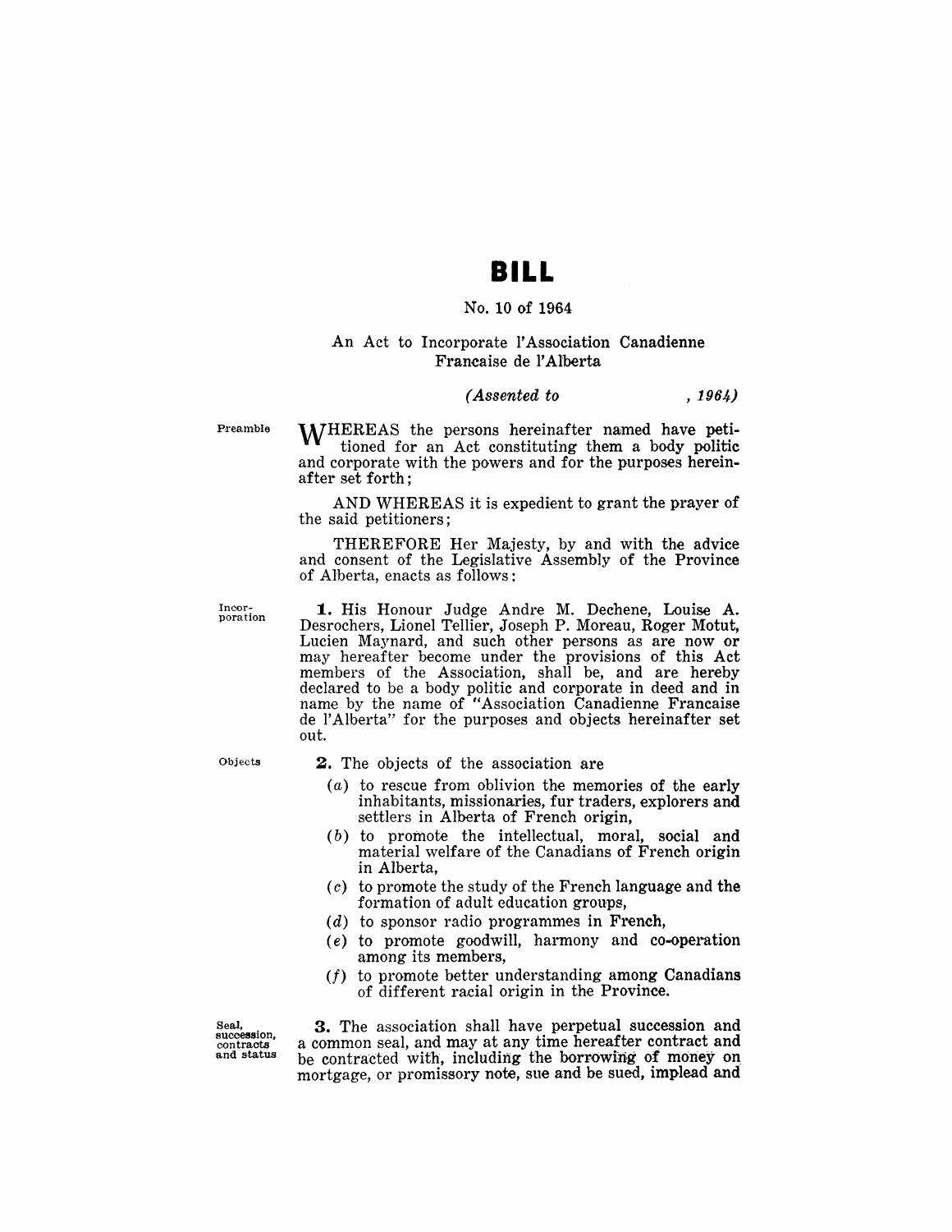# BILL

No. 10 of 1964

An Act to Incorporate l'Association Canadienne Francaise de l'Alberta

*(Assented to , 1964)*

Preamble

WHEREAS the persons hereinafter named have petitioned for an Act constituting them a body politic and corporate with the powers and for the purposes hereinafter set forth;

AND WHEREAS it is expedient to grant the prayer of the said petitioners;

THEREFORE Her Majesty, by and with the advice and consent of the Legislative Assembly of the Province of Alberta, enacts as follows:

Incorporation

**1.** His Honour Judge Andre M. Dechene, Louise A. Desrochers, Lionel Tellier, Joseph P. Moreau, Roger Motut, Lucien Maynard, and such other persons as are now or may hereafter become under the provisions of this Act members of the Association, shall be, and are hereby declared to be a body politic and corporate in deed and in name by the name of "Association Canadienne Francaise de l'Alberta" for the purposes and objects hereinafter set out.

Objects

**2.** The objects of the association are

- (*a*) to rescue from oblivion the memories of the early inhabitants, missionaries, fur traders, explorers and settlers in Alberta of French origin,
- (*b*) to promote the intellectual, moral, social and material welfare of the Canadians of French origin in Alberta,
- (*c*) to promote the study of the French language and the formation of adult education groups,
- (*d*) to sponsor radio programmes in French,
- (*e*) to promote goodwill, harmony and co-operation among its members,
- (*f*) to promote better understanding among Canadians of different racial origin in the Province.

Seal, succession, contracts and status

**3.** The association shall have perpetual succession and a common seal, and may at any time hereafter contract and be contracted with, including the borrowing of money on mortgage, or promissory note, sue and be sued, implead and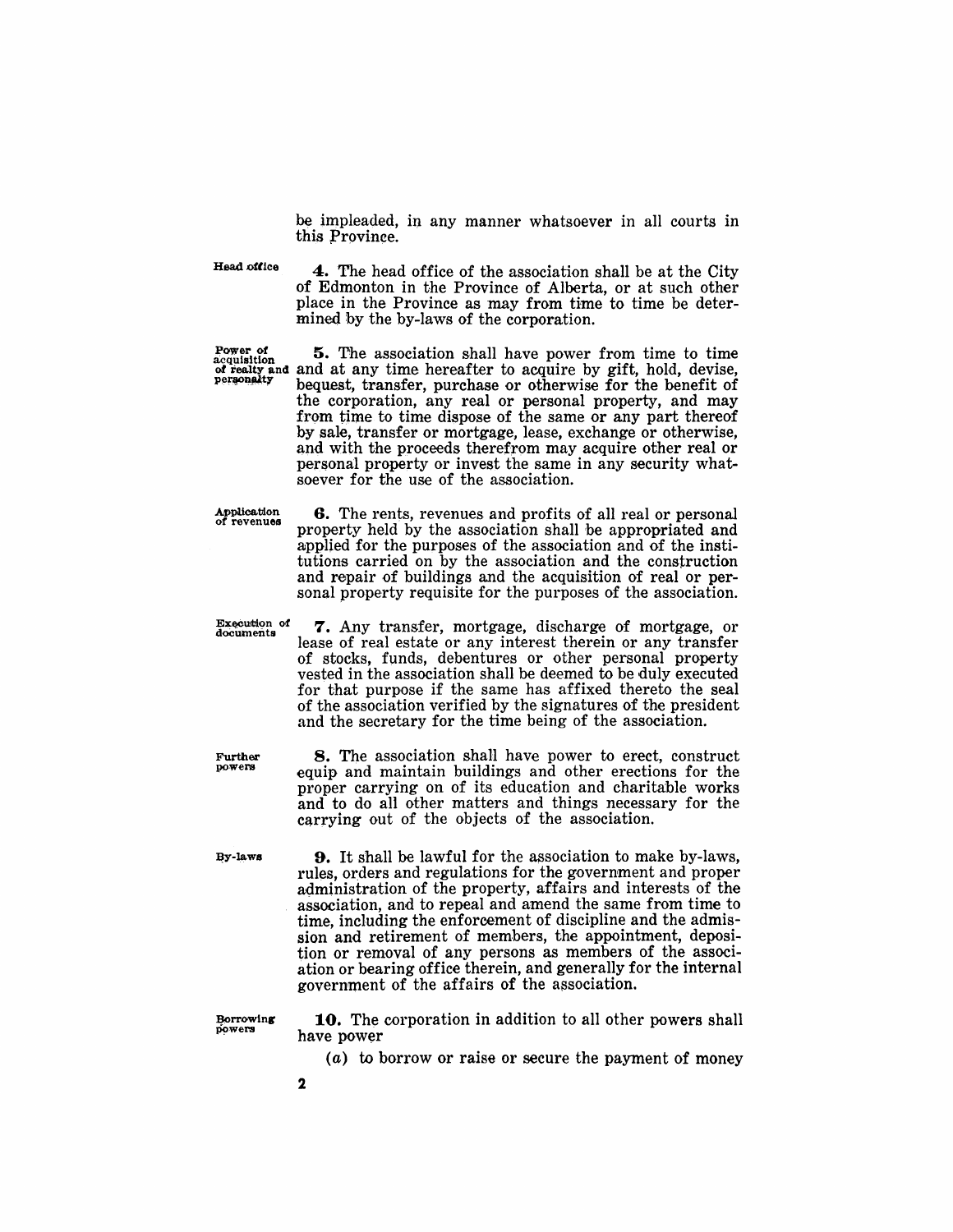be impleaded, in any manner whatsoever in all courts in this Province.

Head office

**4.** The head office of the association shall be at the City of Edmonton in the Province of Alberta, or at such other place in the Province as may from time to time be determined by the by-laws of the corporation.

Power of acquisition of realty and personalty

**5.** The association shall have power from time to time and at any time hereafter to acquire by gift, hold, devise, bequest, transfer, purchase or otherwise for the benefit of the corporation, any real or personal property, and may from time to time dispose of the same or any part thereof by sale, transfer or mortgage, lease, exchange or otherwise, and with the proceeds therefrom may acquire other real or personal property or invest the same in any security whatsoever for the use of the association.

Application of revenues

**6.** The rents, revenues and profits of all real or personal property held by the association shall be appropriated and applied for the purposes of the association and of the institutions carried on by the association and the construction and repair of buildings and the acquisition of real or personal property requisite for the purposes of the association.

Execution of documents

**7.** Any transfer, mortgage, discharge of mortgage, or lease of real estate or any interest therein or any transfer of stocks, funds, debentures or other personal property vested in the association shall be deemed to be duly executed for that purpose if the same has affixed thereto the seal of the association verified by the signatures of the president and the secretary for the time being of the association.

Further powers

**8.** The association shall have power to erect, construct equip and maintain buildings and other erections for the proper carrying on of its education and charitable works and to do all other matters and things necessary for the carrying out of the objects of the association.

By-laws

**9.** It shall be lawful for the association to make by-laws, rules, orders and regulations for the government and proper administration of the property, affairs and interests of the association, and to repeal and amend the same from time to time, including the enforcement of discipline and the admission and retirement of members, the appointment, deposition or removal of any persons as members of the association or bearing office therein, and generally for the internal government of the affairs of the association.

Borrowing powers

**10.** The corporation in addition to all other powers shall have power

(*a*) to borrow or raise or secure the payment of money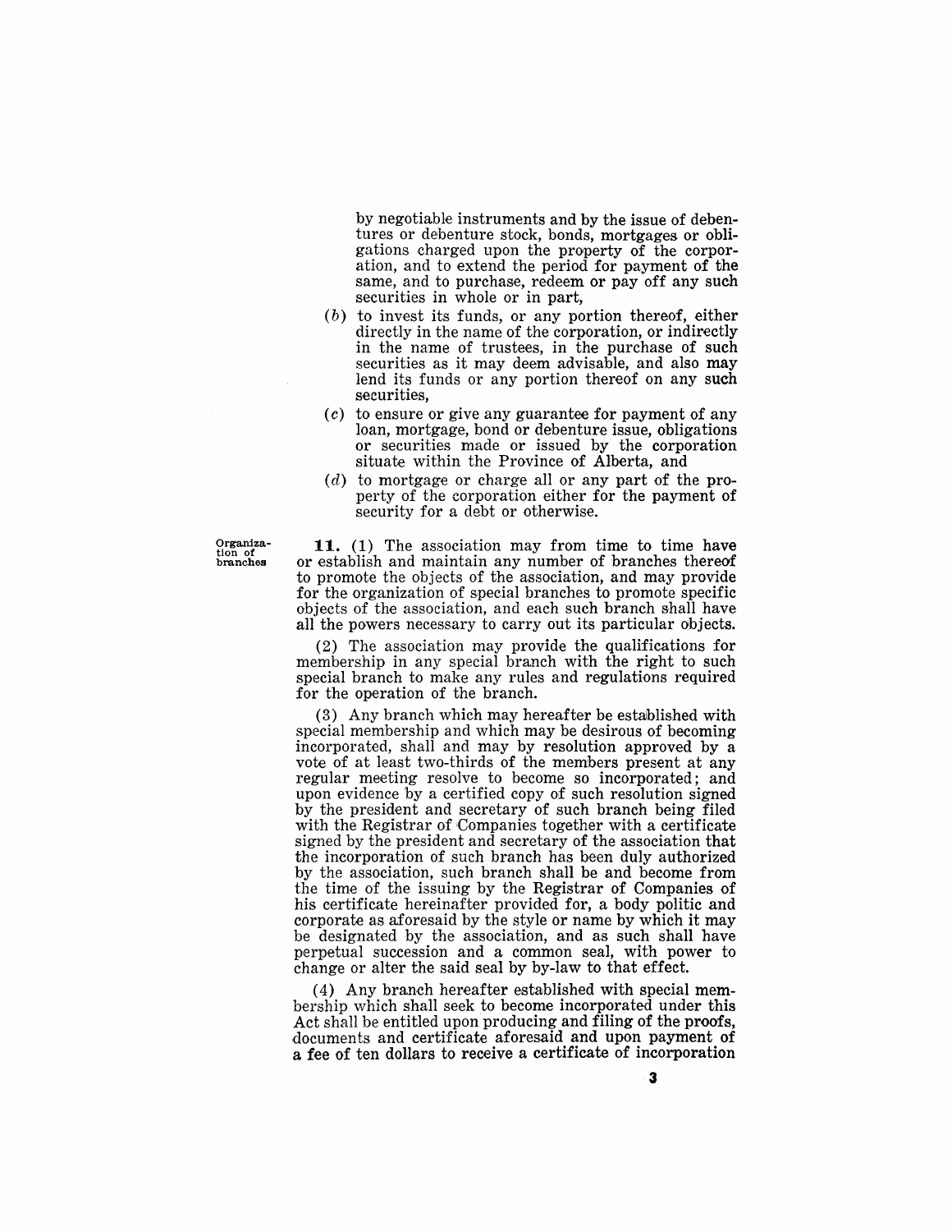by negotiable instruments and by the issue of debentures or debenture stock, bonds, mortgages or obligations charged upon the property of the corporation, and to extend the period for payment of the same, and to purchase, redeem or pay off any such securities in whole or in part,

(*b*) to invest its funds, or any portion thereof, either directly in the name of the corporation, or indirectly in the name of trustees, in the purchase of such securities as it may deem advisable, and also may lend its funds or any portion thereof on any such securities,

(*c*) to ensure or give any guarantee for payment of any loan, mortgage, bond or debenture issue, obligations or securities made or issued by the corporation situate within the Province of Alberta, and

(*d*) to mortgage or charge all or any part of the property of the corporation either for the payment of security for a debt or otherwise.

**Organization of branches**

**11.** (1) The association may from time to time have or establish and maintain any number of branches thereof to promote the objects of the association, and may provide for the organization of special branches to promote specific objects of the association, and each such branch shall have all the powers necessary to carry out its particular objects.

(2) The association may provide the qualifications for membership in any special branch with the right to such special branch to make any rules and regulations required for the operation of the branch.

(3) Any branch which may hereafter be established with special membership and which may be desirous of becoming incorporated, shall and may by resolution approved by a vote of at least two-thirds of the members present at any regular meeting resolve to become so incorporated; and upon evidence by a certified copy of such resolution signed by the president and secretary of such branch being filed with the Registrar of Companies together with a certificate signed by the president and secretary of the association that the incorporation of such branch has been duly authorized by the association, such branch shall be and become from the time of the issuing by the Registrar of Companies of his certificate hereinafter provided for, a body politic and corporate as aforesaid by the style or name by which it may be designated by the association, and as such shall have perpetual succession and a common seal, with power to change or alter the said seal by by-law to that effect.

(4) Any branch hereafter established with special membership which shall seek to become incorporated under this Act shall be entitled upon producing and filing of the proofs, documents and certificate aforesaid and upon payment of a fee of ten dollars to receive a certificate of incorporation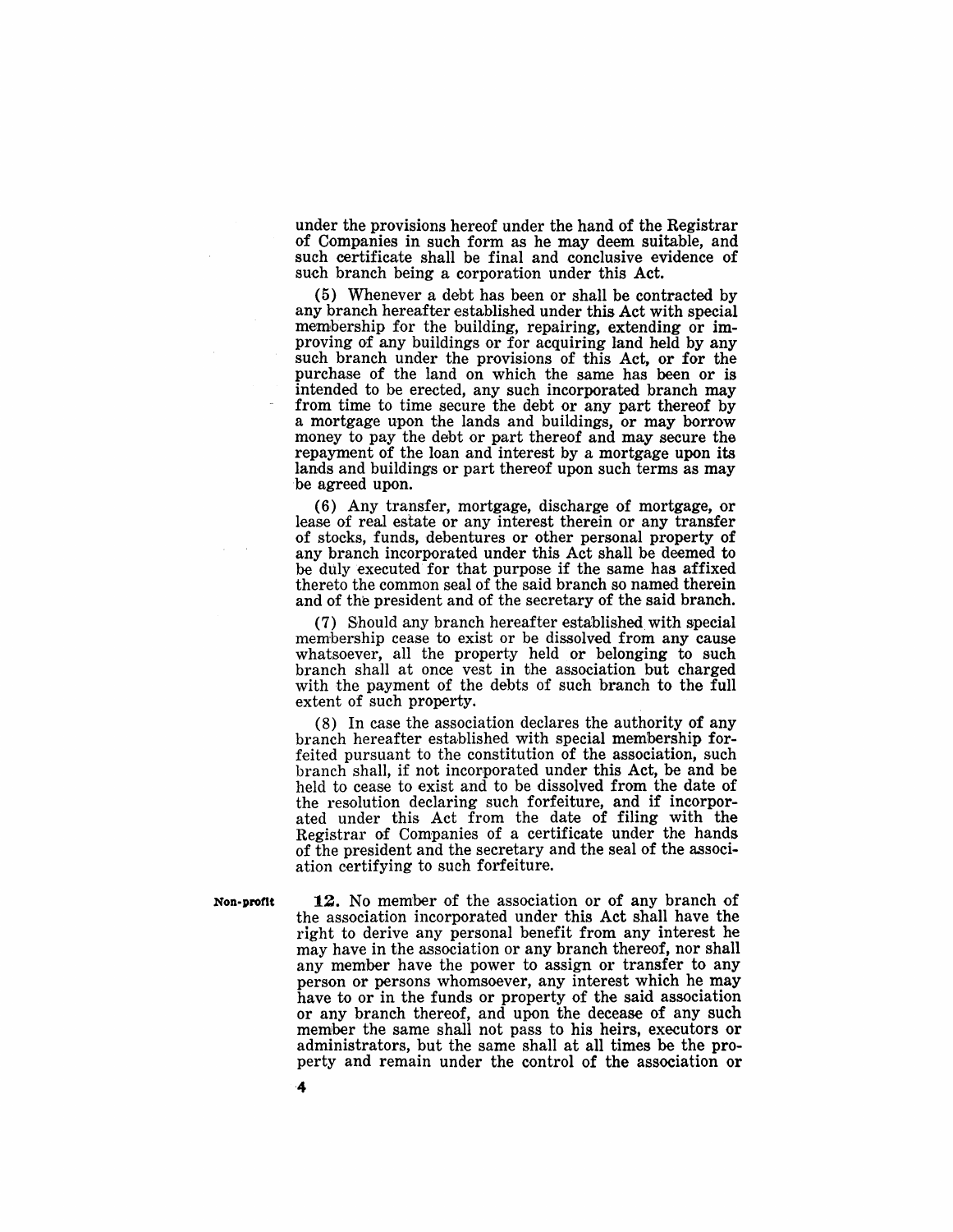under the provisions hereof under the hand of the Registrar of Companies in such form as he may deem suitable, and such certificate shall be final and conclusive evidence of such branch being a corporation under this Act.

(5) Whenever a debt has been or shall be contracted by any branch hereafter established under this Act with special membership for the building, repairing, extending or improving of any buildings or for acquiring land held by any such branch under the provisions of this Act, or for the purchase of the land on which the same has been or is intended to be erected, any such incorporated branch may from time to time secure the debt or any part thereof by a mortgage upon the lands and buildings, or may borrow money to pay the debt or part thereof and may secure the repayment of the loan and interest by a mortgage upon its lands and buildings or part thereof upon such terms as may be agreed upon.

(6) Any transfer, mortgage, discharge of mortgage, or lease of real estate or any interest therein or any transfer of stocks, funds, debentures or other personal property of any branch incorporated under this Act shall be deemed to be duly executed for that purpose if the same has affixed thereto the common seal of the said branch so named therein and of the president and of the secretary of the said branch.

(7) Should any branch hereafter established with special membership cease to exist or be dissolved from any cause whatsoever, all the property held or belonging to such branch shall at once vest in the association but charged with the payment of the debts of such branch to the full extent of such property.

(8) In case the association declares the authority of any branch hereafter established with special membership forfeited pursuant to the constitution of the association, such branch shall, if not incorporated under this Act, be and be held to cease to exist and to be dissolved from the date of the resolution declaring such forfeiture, and if incorporated under this Act from the date of filing with the Registrar of Companies of a certificate under the hands of the president and the secretary and the seal of the association certifying to such forfeiture.

**Non-profit**

**12.** No member of the association or of any branch of the association incorporated under this Act shall have the right to derive any personal benefit from any interest he may have in the association or any branch thereof, nor shall any member have the power to assign or transfer to any person or persons whomsoever, any interest which he may have to or in the funds or property of the said association or any branch thereof, and upon the decease of any such member the same shall not pass to his heirs, executors or administrators, but the same shall at all times be the property and remain under the control of the association or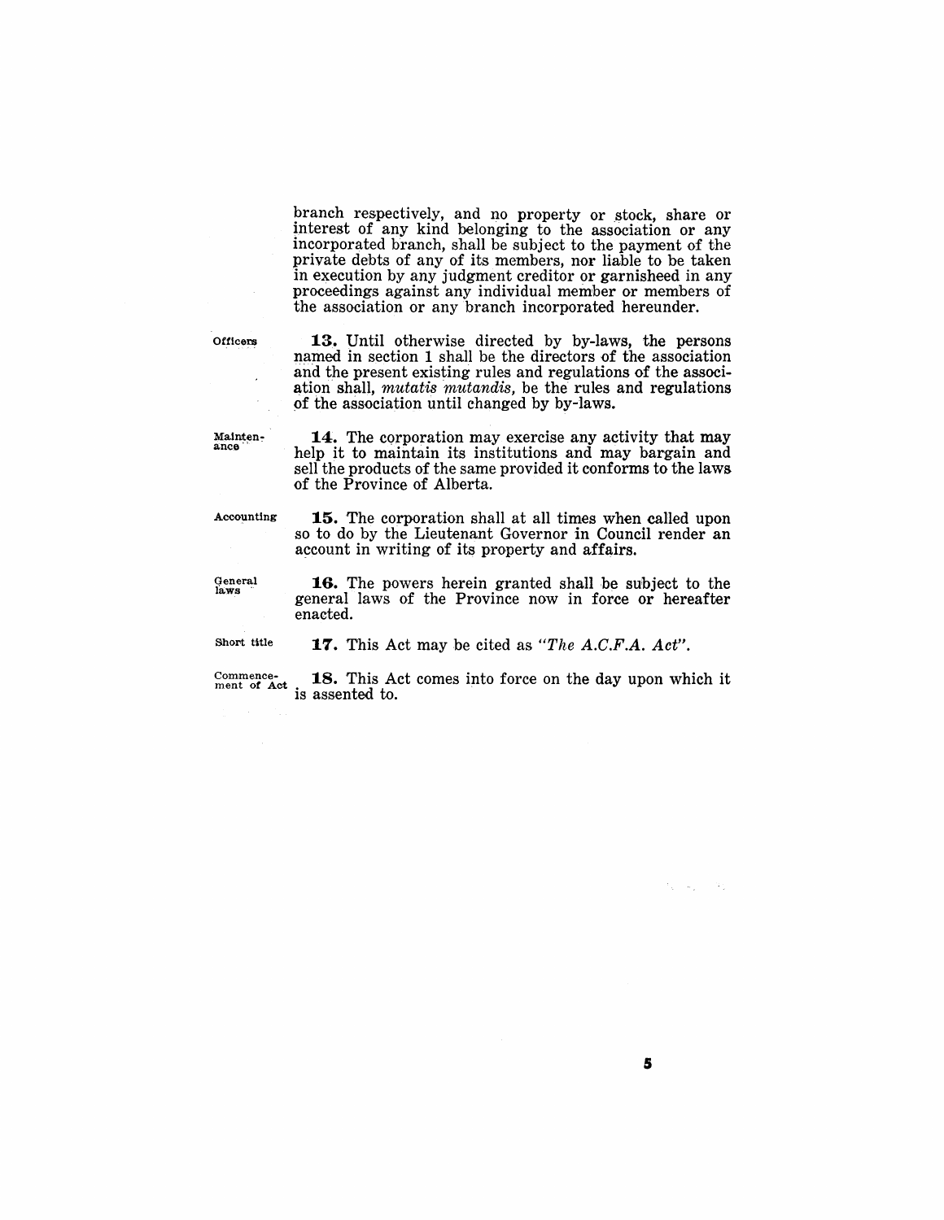branch respectively, and no property or stock, share or interest of any kind belonging to the association or any incorporated branch, shall be subject to the payment of the private debts of any of its members, nor liable to be taken in execution by any judgment creditor or garnisheed in any proceedings against any individual member or members of the association or any branch incorporated hereunder.

Officers

**13.** Until otherwise directed by by-laws, the persons named in section 1 shall be the directors of the association and the present existing rules and regulations of the association shall, *mutatis mutandis*, be the rules and regulations of the association until changed by by-laws.

Maintenance

**14.** The corporation may exercise any activity that may help it to maintain its institutions and may bargain and sell the products of the same provided it conforms to the laws of the Province of Alberta.

Accounting

**15.** The corporation shall at all times when called upon so to do by the Lieutenant Governor in Council render an account in writing of its property and affairs.

General laws

**16.** The powers herein granted shall be subject to the general laws of the Province now in force or hereafter enacted.

Short title

**17.** This Act may be cited as *"The A.C.F.A. Act"*.

Commencement of Act

**18.** This Act comes into force on the day upon which it is assented to.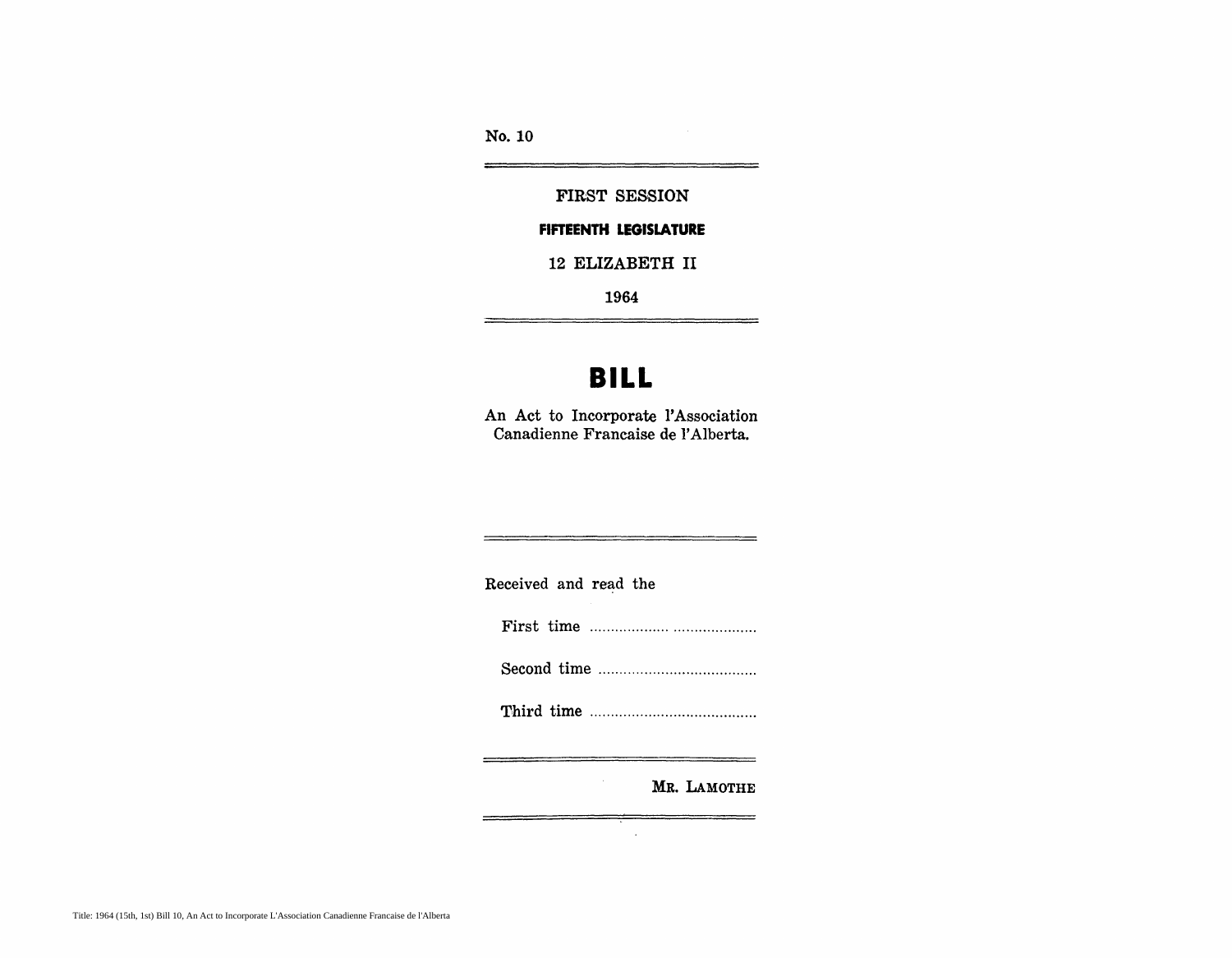No. 10

FIRST SESSION

**FIFTEENTH LEGISLATURE**

12 ELIZABETH II

1964

# BILL

An Act to Incorporate l'Association Canadienne Francaise de l'Alberta.

Received and read the

First time ........................................

Second time ......................................

Third time ........................................

MR. LAMOTHE

Title: 1964 (15th, 1st) Bill 10, An Act to Incorporate L'Association Canadienne Francaise de l'Alberta